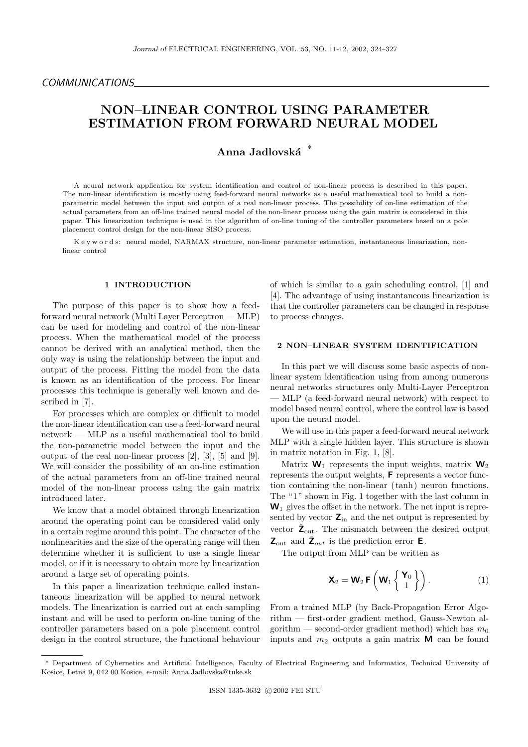COMMUNICATIONS

# NON–LINEAR CONTROL USING PARAMETER ESTIMATION FROM FORWARD NEURAL MODEL

**Anna Jadlovská** *

A neural network application for system identification and control of non-linear process is described in this paper. The non-linear identification is mostly using feed-forward neural networks as a useful mathematical tool to build a non-parametric model between the input and output of a real non-linear process. The possibility of on-line estimation of the actual parameters from an off-line trained neural model of the non-linear process using the gain matrix is considered in this paper. This linearization technique is used in the algorithm of on-line tuning of the controller parameters based on a pole placement control design for the non-linear SISO process.

K e y w o r d s: neural model, NARMAX structure, non-linear parameter estimation, instantaneous linearization, non-linear control

## 1 INTRODUCTION

The purpose of this paper is to show how a feed-forward neural network (Multi Layer Perceptron — MLP) can be used for modeling and control of the non-linear process. When the mathematical model of the process cannot be derived with an analytical method, then the only way is using the relationship between the input and output of the process. Fitting the model from the data is known as an identification of the process. For linear processes this technique is generally well known and described in [7].

For processes which are complex or difficult to model the non-linear identification can use a feed-forward neural network — MLP as a useful mathematical tool to build the non-parametric model between the input and the output of the real non-linear process [2], [3], [5] and [9]. We will consider the possibility of an on-line estimation of the actual parameters from an off-line trained neural model of the non-linear process using the gain matrix introduced later.

We know that a model obtained through linearization around the operating point can be considered valid only in a certain regime around this point. The character of the nonlinearities and the size of the operating range will then determine whether it is sufficient to use a single linear model, or if it is necessary to obtain more by linearization around a large set of operating points.

In this paper a linearization technique called instantaneous linearization will be applied to neural network models. The linearization is carried out at each sampling instant and will be used to perform on-line tuning of the controller parameters based on a pole placement control design in the control structure, the functional behaviour of which is similar to a gain scheduling control, [1] and [4]. The advantage of using instantaneous linearization is that the controller parameters can be changed in response to process changes.

## 2 NON–LINEAR SYSTEM IDENTIFICATION

In this part we will discuss some basic aspects of non-linear system identification using from among numerous neural networks structures only Multi-Layer Perceptron — MLP (a feed-forward neural network) with respect to model based neural control, where the control law is based upon the neural model.

We will use in this paper a feed-forward neural network MLP with a single hidden layer. This structure is shown in matrix notation in Fig. 1, [8].

Matrix $\mathbf{W}_1$ represents the input weights, matrix $\mathbf{W}_2$ represents the output weights, $\mathbf{F}$ represents a vector function containing the non-linear (tanh) neuron functions. The "1" shown in Fig. 1 together with the last column in $\mathbf{W}_1$ gives the offset in the network. The net input is represented by vector $\mathbf{Z}_{\text{in}}$ and the net output is represented by vector $\hat{\mathbf{Z}}_{\text{out}}$. The mismatch between the desired output $\mathbf{Z}_{\text{out}}$ and $\hat{\mathbf{Z}}_{out}$ is the prediction error $\mathbf{E}$.

The output from MLP can be written as

$$\mathbf{X}_2 = \mathbf{W}_2 \, \mathbf{F}\left(\mathbf{W}_1 \left\{ \begin{matrix} \mathbf{Y}_0 \\ 1 \end{matrix} \right\}\right). \tag{1}$$

From a trained MLP (by Back-Propagation Error Algorithm — first-order gradient method, Gauss-Newton algorithm — second-order gradient method) which has $m_0$ inputs and $m_2$ outputs a gain matrix $\mathbf{M}$ can be found

---

* Department of Cybernetics and Artificial Intelligence, Faculty of Electrical Engineering and Informatics, Technical University of Košice, Letná 9, 042 00 Košice, e-mail: Anna.Jadlovska@tuke.sk

ISSN 1335-3632 © 2002 FEI STU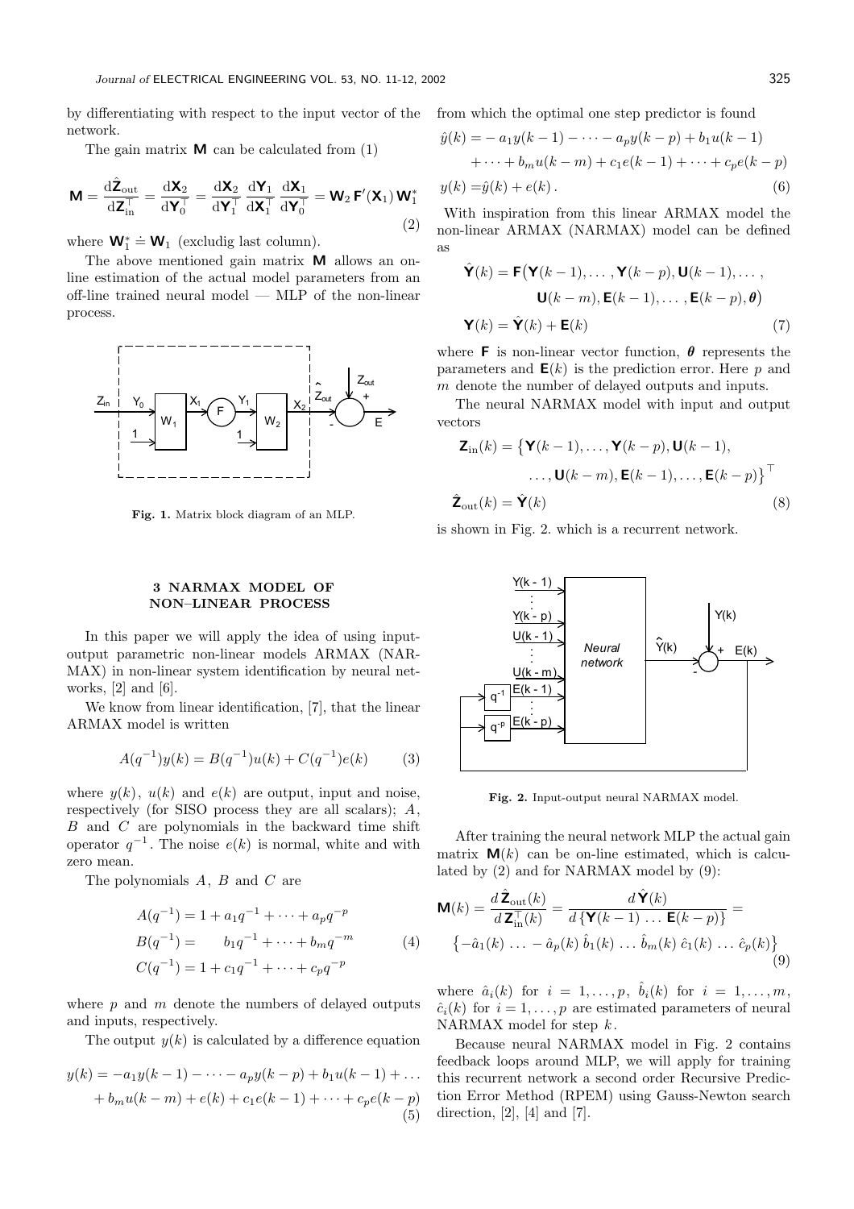by differentiating with respect to the input vector of the network.

The gain matrix $\mathbf{M}$ can be calculated from (1)

$$\mathbf{M} = \frac{\mathrm{d}\hat{\mathbf{Z}}_{\mathrm{out}}}{\mathrm{d}\mathbf{Z}_{\mathrm{in}}^{\top}} = \frac{\mathrm{d}\mathbf{X}_2}{\mathrm{d}\mathbf{Y}_0^{\top}} = \frac{\mathrm{d}\mathbf{X}_2}{\mathrm{d}\mathbf{Y}_1^{\top}}\,\frac{\mathrm{d}\mathbf{Y}_1}{\mathrm{d}\mathbf{X}_1^{\top}}\,\frac{\mathrm{d}\mathbf{X}_1}{\mathrm{d}\mathbf{Y}_0^{\top}} = \mathbf{W}_2\,\mathbf{F}'(\mathbf{X}_1)\,\mathbf{W}_1^{*} \tag{2}$$

where $\mathbf{W}_1^{*} \doteq \mathbf{W}_1$ (excludig last column).

The above mentioned gain matrix $\mathbf{M}$ allows an on-line estimation of the actual model parameters from an off-line trained neural model — MLP of the non-linear process.

**Fig. 1.** Matrix block diagram of an MLP.

## 3 NARMAX MODEL OF NON–LINEAR PROCESS

In this paper we will apply the idea of using input-output parametric non-linear models ARMAX (NARMAX) in non-linear system identification by neural networks, [2] and [6].

We know from linear identification, [7], that the linear ARMAX model is written

$$A(q^{-1})y(k) = B(q^{-1})u(k) + C(q^{-1})e(k) \tag{3}$$

where $y(k)$, $u(k)$ and $e(k)$ are output, input and noise, respectively (for SISO process they are all scalars); $A$, $B$ and $C$ are polynomials in the backward time shift operator $q^{-1}$. The noise $e(k)$ is normal, white and with zero mean.

The polynomials $A$, $B$ and $C$ are

$$\begin{aligned} A(q^{-1}) &= 1 + a_1 q^{-1} + \dots + a_p q^{-p} \\ B(q^{-1}) &= \qquad b_1 q^{-1} + \dots + b_m q^{-m} \\ C(q^{-1}) &= 1 + c_1 q^{-1} + \dots + c_p q^{-p} \end{aligned} \tag{4}$$

where $p$ and $m$ denote the numbers of delayed outputs and inputs, respectively.

The output $y(k)$ is calculated by a difference equation

$$\begin{aligned} y(k) = &-a_1 y(k-1) - \dots - a_p y(k-p) + b_1 u(k-1) + \dots \\ &+ b_m u(k-m) + e(k) + c_1 e(k-1) + \dots + c_p e(k-p) \end{aligned} \tag{5}$$

from which the optimal one step predictor is found

$$\begin{aligned} \hat{y}(k) = &-a_1 y(k-1) - \dots - a_p y(k-p) + b_1 u(k-1) \\ &+ \dots + b_m u(k-m) + c_1 e(k-1) + \dots + c_p e(k-p) \\ y(k) = &\,\hat{y}(k) + e(k)\,. \end{aligned} \tag{6}$$

With inspiration from this linear ARMAX model the non-linear ARMAX (NARMAX) model can be defined as

$$\begin{aligned} \hat{\mathbf{Y}}(k) &= \mathbf{F}\big(\mathbf{Y}(k-1), \dots, \mathbf{Y}(k-p), \mathbf{U}(k-1), \dots, \\ &\qquad \mathbf{U}(k-m), \mathbf{E}(k-1), \dots, \mathbf{E}(k-p), \boldsymbol{\theta}\big) \\ \mathbf{Y}(k) &= \hat{\mathbf{Y}}(k) + \mathbf{E}(k) \end{aligned} \tag{7}$$

where $\mathbf{F}$ is non-linear vector function, $\boldsymbol{\theta}$ represents the parameters and $\mathbf{E}(k)$ is the prediction error. Here $p$ and $m$ denote the number of delayed outputs and inputs.

The neural NARMAX model with input and output vectors

$$\begin{aligned} \mathbf{Z}_{\mathrm{in}}(k) &= \big\{\mathbf{Y}(k-1), \dots, \mathbf{Y}(k-p), \mathbf{U}(k-1), \\ &\qquad \dots, \mathbf{U}(k-m), \mathbf{E}(k-1), \dots, \mathbf{E}(k-p)\big\}^{\top} \\ \hat{\mathbf{Z}}_{\mathrm{out}}(k) &= \hat{\mathbf{Y}}(k) \end{aligned} \tag{8}$$

is shown in Fig. 2. which is a recurrent network.

**Fig. 2.** Input-output neural NARMAX model.

After training the neural network MLP the actual gain matrix $\mathbf{M}(k)$ can be on-line estimated, which is calculated by (2) and for NARMAX model by (9):

$$\begin{aligned} \mathbf{M}(k) &= \frac{d\,\hat{\mathbf{Z}}_{\mathrm{out}}(k)}{d\,\mathbf{Z}_{\mathrm{in}}^{\top}(k)} = \frac{d\,\hat{\mathbf{Y}}(k)}{d\,\{\mathbf{Y}(k-1)\,\dots\,\mathbf{E}(k-p)\}} = \\ &\big\{-\hat{a}_1(k)\,\dots\,-\hat{a}_p(k)\;\hat{b}_1(k)\,\dots\,\hat{b}_m(k)\;\hat{c}_1(k)\,\dots\,\hat{c}_p(k)\big\} \end{aligned} \tag{9}$$

where $\hat{a}_i(k)$ for $i = 1, \dots, p$, $\hat{b}_i(k)$ for $i = 1, \dots, m$, $\hat{c}_i(k)$ for $i = 1, \dots, p$ are estimated parameters of neural NARMAX model for step $k$.

Because neural NARMAX model in Fig. 2 contains feedback loops around MLP, we will apply for training this recurrent network a second order Recursive Prediction Error Method (RPEM) using Gauss-Newton search direction, [2], [4] and [7].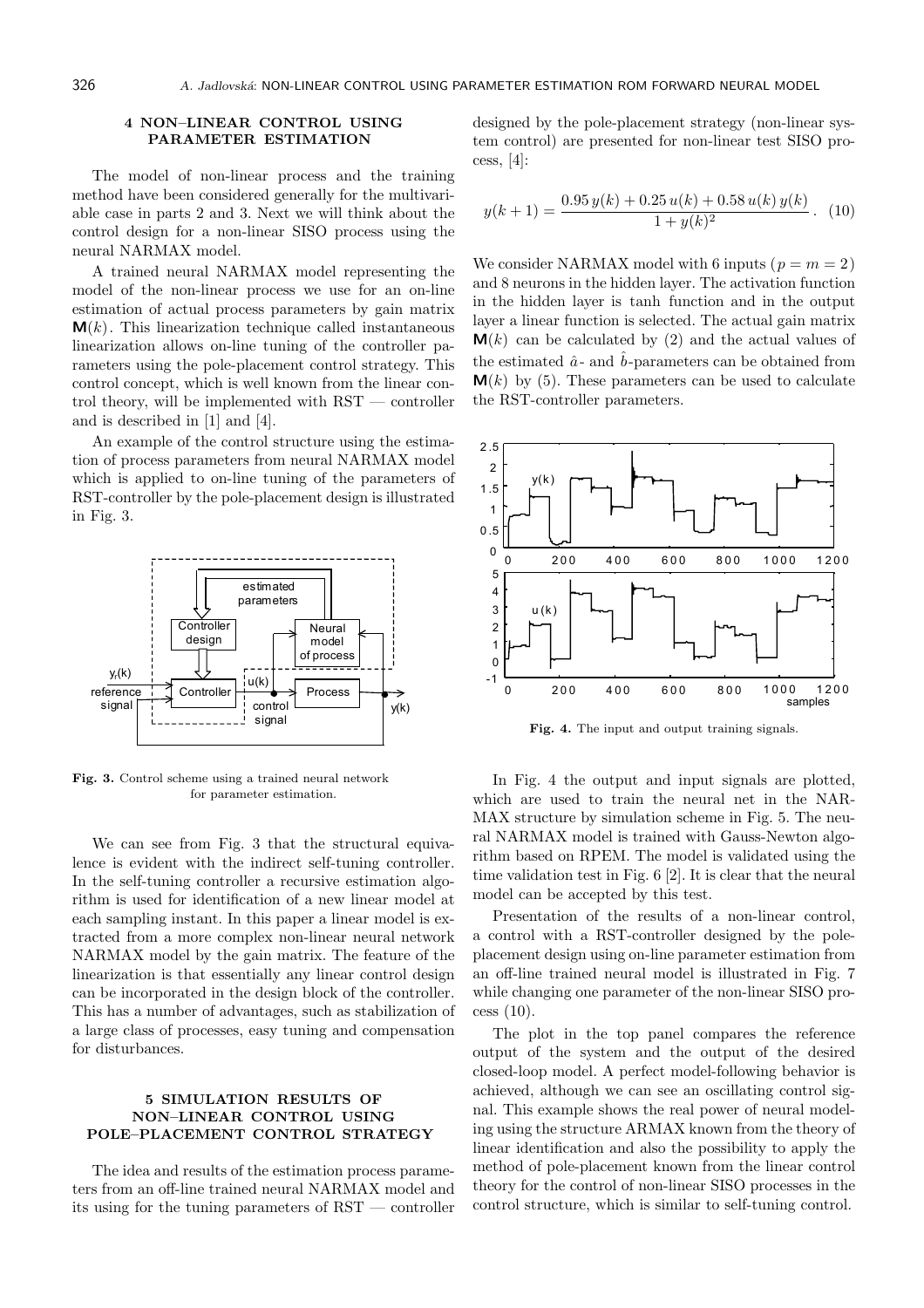## 4 NON–LINEAR CONTROL USING PARAMETER ESTIMATION

The model of non-linear process and the training method have been considered generally for the multivariable case in parts 2 and 3. Next we will think about the control design for a non-linear SISO process using the neural NARMAX model.

A trained neural NARMAX model representing the model of the non-linear process we use for an on-line estimation of actual process parameters by gain matrix $\mathbf{M}(k)$. This linearization technique called instantaneous linearization allows on-line tuning of the controller parameters using the pole-placement control strategy. This control concept, which is well known from the linear control theory, will be implemented with RST — controller and is described in [1] and [4].

An example of the control structure using the estimation of process parameters from neural NARMAX model which is applied to on-line tuning of the parameters of RST-controller by the pole-placement design is illustrated in Fig. 3.

**Fig. 3.** Control scheme using a trained neural network for parameter estimation.

We can see from Fig. 3 that the structural equivalence is evident with the indirect self-tuning controller. In the self-tuning controller a recursive estimation algorithm is used for identification of a new linear model at each sampling instant. In this paper a linear model is extracted from a more complex non-linear neural network NARMAX model by the gain matrix. The feature of the linearization is that essentially any linear control design can be incorporated in the design block of the controller. This has a number of advantages, such as stabilization of a large class of processes, easy tuning and compensation for disturbances.

## 5 SIMULATION RESULTS OF NON–LINEAR CONTROL USING POLE–PLACEMENT CONTROL STRATEGY

The idea and results of the estimation process parameters from an off-line trained neural NARMAX model and its using for the tuning parameters of RST — controller designed by the pole-placement strategy (non-linear system control) are presented for non-linear test SISO process, [4]:

$$y(k+1) = \frac{0.95\,y(k) + 0.25\,u(k) + 0.58\,u(k)\,y(k)}{1 + y(k)^2}. \quad (10)$$

We consider NARMAX model with 6 inputs ($p = m = 2$) and 8 neurons in the hidden layer. The activation function in the hidden layer is tanh function and in the output layer a linear function is selected. The actual gain matrix $\mathbf{M}(k)$ can be calculated by (2) and the actual values of the estimated $\hat{a}$- and $\hat{b}$-parameters can be obtained from $\mathbf{M}(k)$ by (5). These parameters can be used to calculate the RST-controller parameters.

**Fig. 4.** The input and output training signals.

In Fig. 4 the output and input signals are plotted, which are used to train the neural net in the NARMAX structure by simulation scheme in Fig. 5. The neural NARMAX model is trained with Gauss-Newton algorithm based on RPEM. The model is validated using the time validation test in Fig. 6 [2]. It is clear that the neural model can be accepted by this test.

Presentation of the results of a non-linear control, a control with a RST-controller designed by the pole-placement design using on-line parameter estimation from an off-line trained neural model is illustrated in Fig. 7 while changing one parameter of the non-linear SISO process (10).

The plot in the top panel compares the reference output of the system and the output of the desired closed-loop model. A perfect model-following behavior is achieved, although we can see an oscillating control signal. This example shows the real power of neural modeling using the structure ARMAX known from the theory of linear identification and also the possibility to apply the method of pole-placement known from the linear control theory for the control of non-linear SISO processes in the control structure, which is similar to self-tuning control.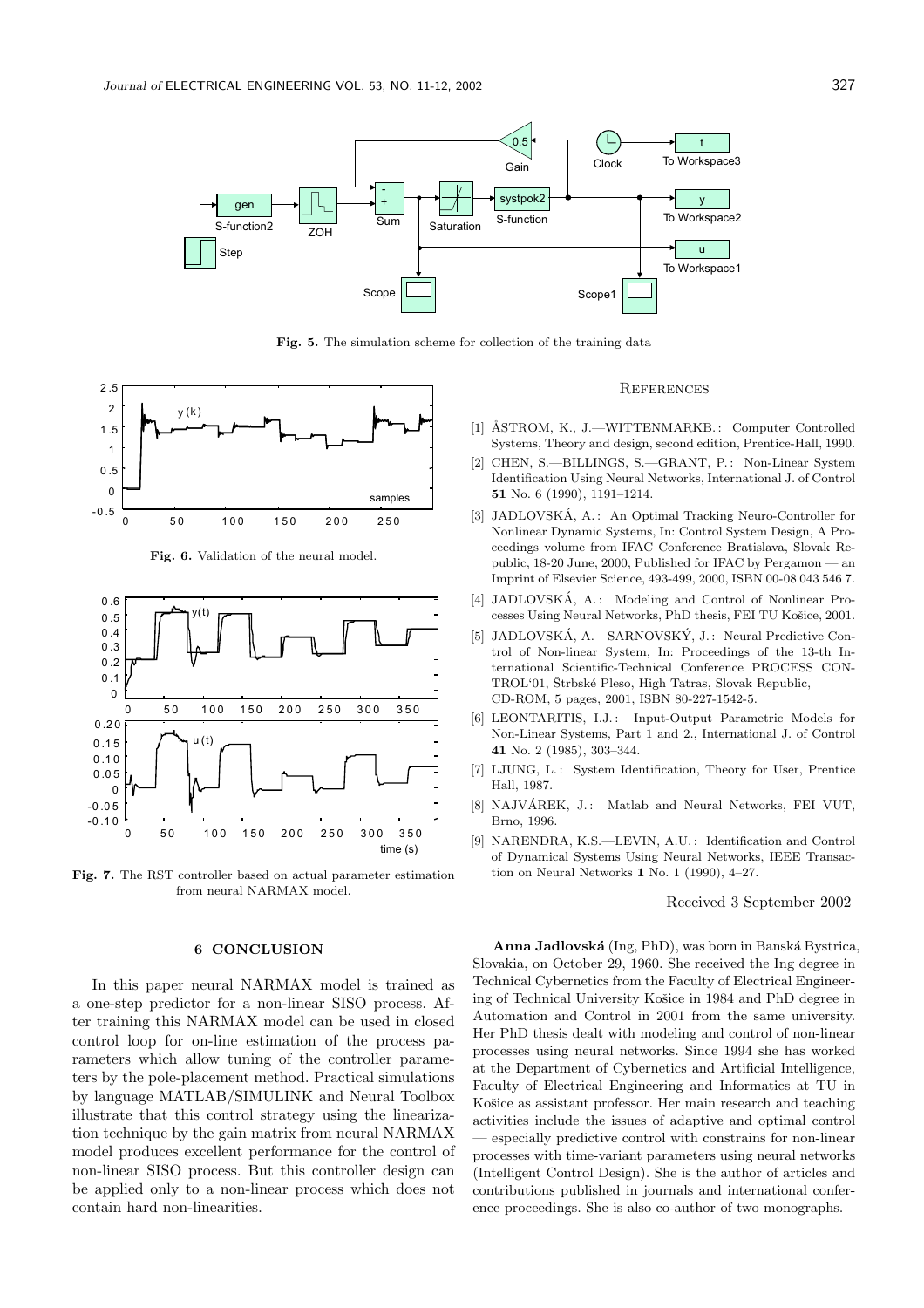gen

S-function2

Step

ZOH

Sum

Saturation

systpok2

S-function

0.5

Gain

Clock

t

To Workspace3

y

To Workspace2

u

To Workspace1

Scope

Scope1

**Fig. 5.** The simulation scheme for collection of the training data

2.5
2
1.5
1
0.5
0
-0.5
y(k)
samples
0 50 100 150 200 250

**Fig. 6.** Validation of the neural model.

0.6
0.5
0.4
0.3
0.2
0.1
0
y(t)
0 50 100 150 200 250 300 350

0.20
0.15
0.10
0.05
0
-0.05
-0.10
u(t)
0 50 100 150 200 250 300 350
time (s)

**Fig. 7.** The RST controller based on actual parameter estimation from neural NARMAX model.

## 6 CONCLUSION

In this paper neural NARMAX model is trained as a one-step predictor for a non-linear SISO process. After training this NARMAX model can be used in closed control loop for on-line estimation of the process parameters which allow tuning of the controller parameters by the pole-placement method. Practical simulations by language MATLAB/SIMULINK and Neural Toolbox illustrate that this control strategy using the linearization technique by the gain matrix from neural NARMAX model produces excellent performance for the control of non-linear SISO process. But this controller design can be applied only to a non-linear process which does not contain hard non-linearities.

## REFERENCES

[1] ÅSTROM, K., J.—WITTENMARKB.: Computer Controlled Systems, Theory and design, second edition, Prentice-Hall, 1990.

[2] CHEN, S.—BILLINGS, S.—GRANT, P.: Non-Linear System Identification Using Neural Networks, International J. of Control **51** No. 6 (1990), 1191–1214.

[3] JADLOVSKÁ, A.: An Optimal Tracking Neuro-Controller for Nonlinear Dynamic Systems, In: Control System Design, A Proceedings volume from IFAC Conference Bratislava, Slovak Republic, 18-20 June, 2000, Published for IFAC by Pergamon — an Imprint of Elsevier Science, 493-499, 2000, ISBN 00-08 043 546 7.

[4] JADLOVSKÁ, A.: Modeling and Control of Nonlinear Processes Using Neural Networks, PhD thesis, FEI TU Košice, 2001.

[5] JADLOVSKÁ, A.—SARNOVSKÝ, J.: Neural Predictive Control of Non-linear System, In: Proceedings of the 13-th International Scientific-Technical Conference PROCESS CONTROL'01, Štrbské Pleso, High Tatras, Slovak Republic, CD-ROM, 5 pages, 2001, ISBN 80-227-1542-5.

[6] LEONTARITIS, I.J.: Input-Output Parametric Models for Non-Linear Systems, Part 1 and 2., International J. of Control **41** No. 2 (1985), 303–344.

[7] LJUNG, L.: System Identification, Theory for User, Prentice Hall, 1987.

[8] NAJVÁREK, J.: Matlab and Neural Networks, FEI VUT, Brno, 1996.

[9] NARENDRA, K.S.—LEVIN, A.U.: Identification and Control of Dynamical Systems Using Neural Networks, IEEE Transaction on Neural Networks **1** No. 1 (1990), 4–27.

Received 3 September 2002

**Anna Jadlovská** (Ing, PhD), was born in Banská Bystrica, Slovakia, on October 29, 1960. She received the Ing degree in Technical Cybernetics from the Faculty of Electrical Engineering of Technical University Košice in 1984 and PhD degree in Automation and Control in 2001 from the same university. Her PhD thesis dealt with modeling and control of non-linear processes using neural networks. Since 1994 she has worked at the Department of Cybernetics and Artificial Intelligence, Faculty of Electrical Engineering and Informatics at TU in Košice as assistant professor. Her main research and teaching activities include the issues of adaptive and optimal control — especially predictive control with constrains for non-linear processes with time-variant parameters using neural networks (Intelligent Control Design). She is the author of articles and contributions published in journals and international conference proceedings. She is also co-author of two monographs.